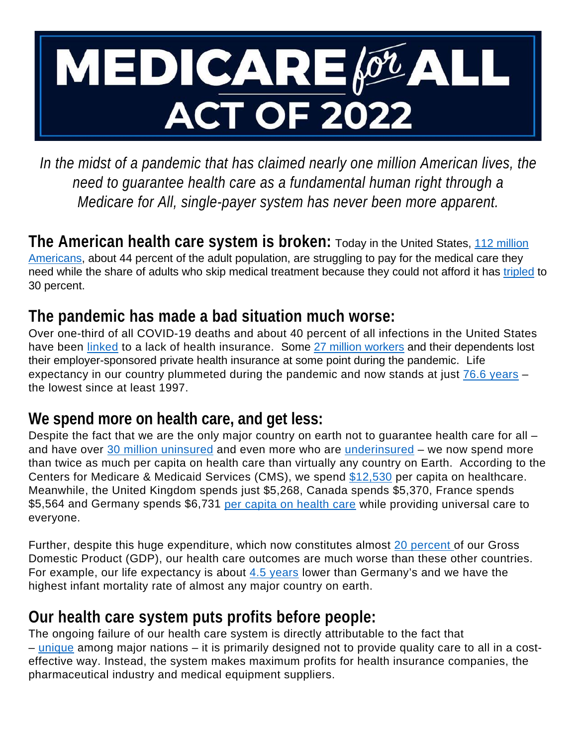# MEDICARE *for* ALL ACT OF 2022

*In the midst of a pandemic that has claimed nearly one million American lives, the need to guarantee health care as a fundamental human right through a Medicare for All, single-payer system has never been more apparent.*

**The American health care system is broken:** Today in the United States, 112 million Americans, about 44 percent of the adult population, are struggling to pay for the medical care they need while the share of adults who skip medical treatment because they could not afford it has tripled to 30 percent.

## The pandemic has made a bad situation much worse:

Over one-third of all COVID-19 deaths and about 40 percent of all infections in the United States have been linked to a lack of health insurance. Some 27 million workers and their dependents lost their employer-sponsored private health insurance at some point during the pandemic. Life expectancy in our country plummeted during the pandemic and now stands at just 76.6 years – the lowest since at least 1997.

## We spend more on health care, and get less:

Despite the fact that we are the only major country on earth not to guarantee health care for all – and have over 30 million uninsured and even more who are underinsured – we now spend more than twice as much per capita on health care than virtually any country on Earth. According to the Centers for Medicare & Medicaid Services (CMS), we spend $12,530 per capita on healthcare. Meanwhile, the United Kingdom spends just $5,268, Canada spends $5,370, France spends $5,564 and Germany spends $6,731 per capita on health care while providing universal care to everyone.

Further, despite this huge expenditure, which now constitutes almost 20 percent of our Gross Domestic Product (GDP), our health care outcomes are much worse than these other countries. For example, our life expectancy is about 4.5 years lower than Germany's and we have the highest infant mortality rate of almost any major country on earth.

## Our health care system puts profits before people:

The ongoing failure of our health care system is directly attributable to the fact that – unique among major nations – it is primarily designed not to provide quality care to all in a cost-effective way. Instead, the system makes maximum profits for health insurance companies, the pharmaceutical industry and medical equipment suppliers.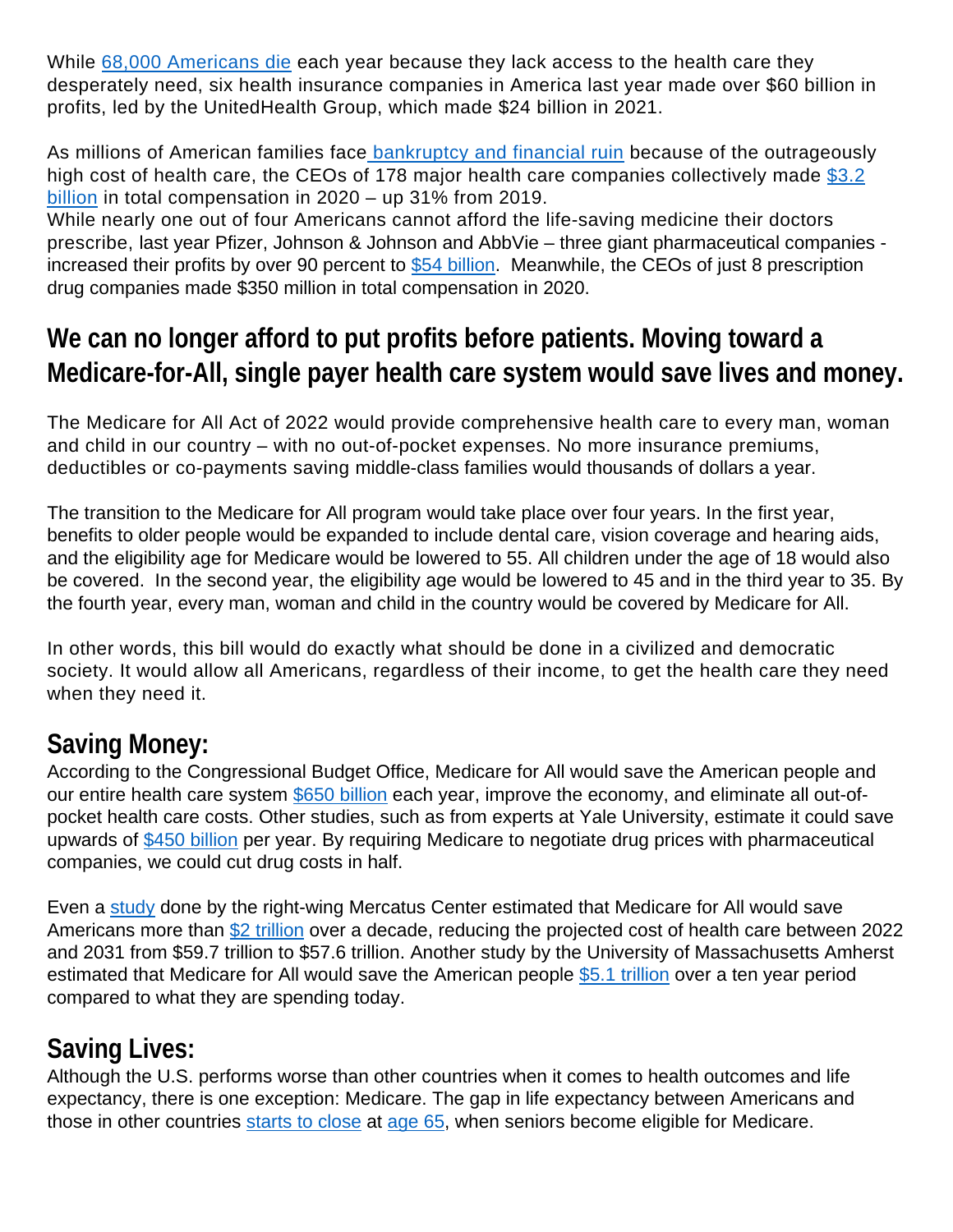While 68,000 Americans die each year because they lack access to the health care they desperately need, six health insurance companies in America last year made over $60 billion in profits, led by the UnitedHealth Group, which made $24 billion in 2021.

As millions of American families face bankruptcy and financial ruin because of the outrageously high cost of health care, the CEOs of 178 major health care companies collectively made $3.2 billion in total compensation in 2020 – up 31% from 2019.
While nearly one out of four Americans cannot afford the life-saving medicine their doctors prescribe, last year Pfizer, Johnson & Johnson and AbbVie – three giant pharmaceutical companies - increased their profits by over 90 percent to $54 billion. Meanwhile, the CEOs of just 8 prescription drug companies made $350 million in total compensation in 2020.

## We can no longer afford to put profits before patients. Moving toward a Medicare-for-All, single payer health care system would save lives and money.

The Medicare for All Act of 2022 would provide comprehensive health care to every man, woman and child in our country – with no out-of-pocket expenses. No more insurance premiums, deductibles or co-payments saving middle-class families would thousands of dollars a year.

The transition to the Medicare for All program would take place over four years. In the first year, benefits to older people would be expanded to include dental care, vision coverage and hearing aids, and the eligibility age for Medicare would be lowered to 55. All children under the age of 18 would also be covered. In the second year, the eligibility age would be lowered to 45 and in the third year to 35. By the fourth year, every man, woman and child in the country would be covered by Medicare for All.

In other words, this bill would do exactly what should be done in a civilized and democratic society. It would allow all Americans, regardless of their income, to get the health care they need when they need it.

## Saving Money:

According to the Congressional Budget Office, Medicare for All would save the American people and our entire health care system $650 billion each year, improve the economy, and eliminate all out-of-pocket health care costs. Other studies, such as from experts at Yale University, estimate it could save upwards of $450 billion per year. By requiring Medicare to negotiate drug prices with pharmaceutical companies, we could cut drug costs in half.

Even a study done by the right-wing Mercatus Center estimated that Medicare for All would save Americans more than $2 trillion over a decade, reducing the projected cost of health care between 2022 and 2031 from $59.7 trillion to $57.6 trillion. Another study by the University of Massachusetts Amherst estimated that Medicare for All would save the American people $5.1 trillion over a ten year period compared to what they are spending today.

## Saving Lives:

Although the U.S. performs worse than other countries when it comes to health outcomes and life expectancy, there is one exception: Medicare. The gap in life expectancy between Americans and those in other countries starts to close at age 65, when seniors become eligible for Medicare.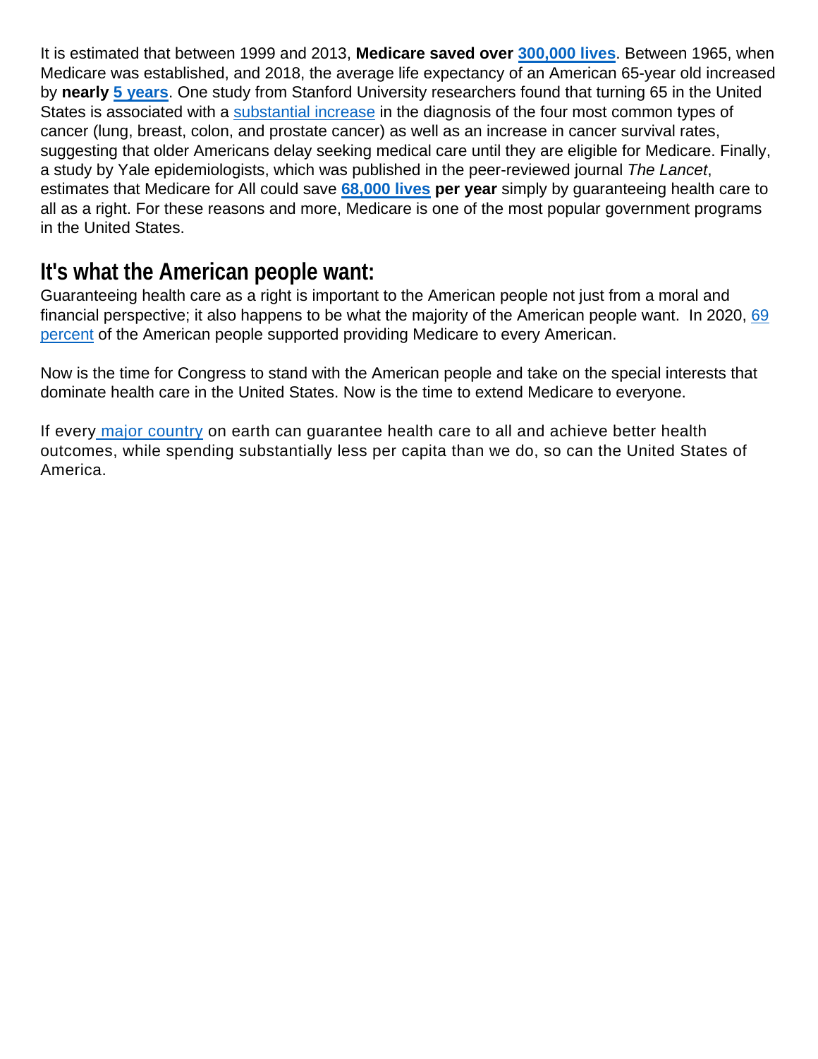It is estimated that between 1999 and 2013, **Medicare saved over 300,000 lives**. Between 1965, when Medicare was established, and 2018, the average life expectancy of an American 65-year old increased by **nearly 5 years**. One study from Stanford University researchers found that turning 65 in the United States is associated with a substantial increase in the diagnosis of the four most common types of cancer (lung, breast, colon, and prostate cancer) as well as an increase in cancer survival rates, suggesting that older Americans delay seeking medical care until they are eligible for Medicare. Finally, a study by Yale epidemiologists, which was published in the peer-reviewed journal *The Lancet*, estimates that Medicare for All could save **68,000 lives per year** simply by guaranteeing health care to all as a right. For these reasons and more, Medicare is one of the most popular government programs in the United States.

## It's what the American people want:

Guaranteeing health care as a right is important to the American people not just from a moral and financial perspective; it also happens to be what the majority of the American people want. In 2020, 69 percent of the American people supported providing Medicare to every American.

Now is the time for Congress to stand with the American people and take on the special interests that dominate health care in the United States. Now is the time to extend Medicare to everyone.

If every major country on earth can guarantee health care to all and achieve better health outcomes, while spending substantially less per capita than we do, so can the United States of America.